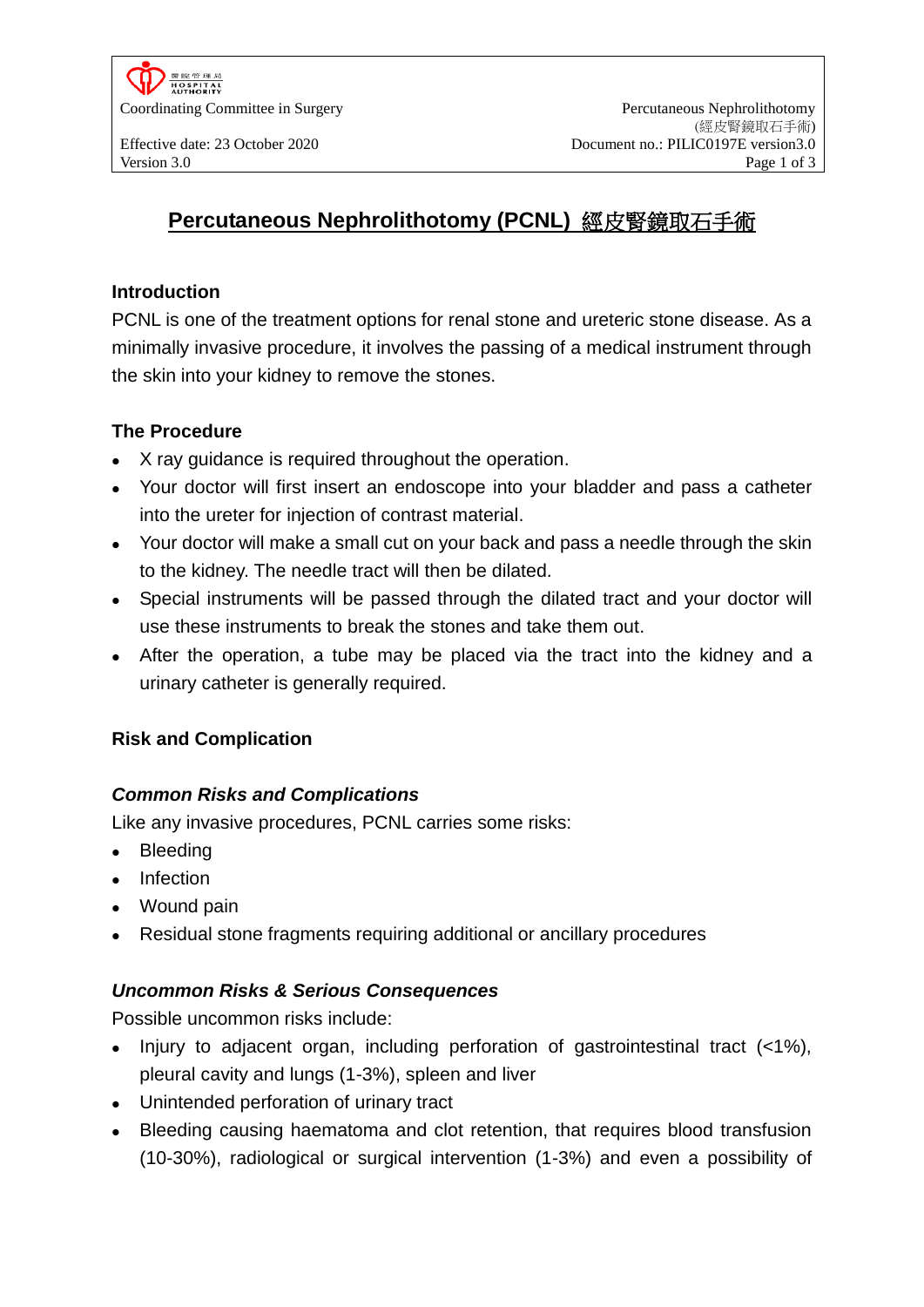# Percutaneous Nephrolithotomy (PCNL) 經皮腎鏡取石手術

## Introduction

PCNL is one of the treatment options for renal stone and ureteric stone disease. As a minimally invasive procedure, it involves the passing of a medical instrument through the skin into your kidney to remove the stones.

## The Procedure

- X ray guidance is required throughout the operation.
- Your doctor will first insert an endoscope into your bladder and pass a catheter into the ureter for injection of contrast material.
- Your doctor will make a small cut on your back and pass a needle through the skin to the kidney. The needle tract will then be dilated.
- Special instruments will be passed through the dilated tract and your doctor will use these instruments to break the stones and take them out.
- After the operation, a tube may be placed via the tract into the kidney and a urinary catheter is generally required.

## Risk and Complication

### *Common Risks and Complications*

Like any invasive procedures, PCNL carries some risks:

- Bleeding
- Infection
- Wound pain
- Residual stone fragments requiring additional or ancillary procedures

### *Uncommon Risks & Serious Consequences*

Possible uncommon risks include:

- Injury to adjacent organ, including perforation of gastrointestinal tract (<1%), pleural cavity and lungs (1-3%), spleen and liver
- Unintended perforation of urinary tract
- Bleeding causing haematoma and clot retention, that requires blood transfusion (10-30%), radiological or surgical intervention (1-3%) and even a possibility of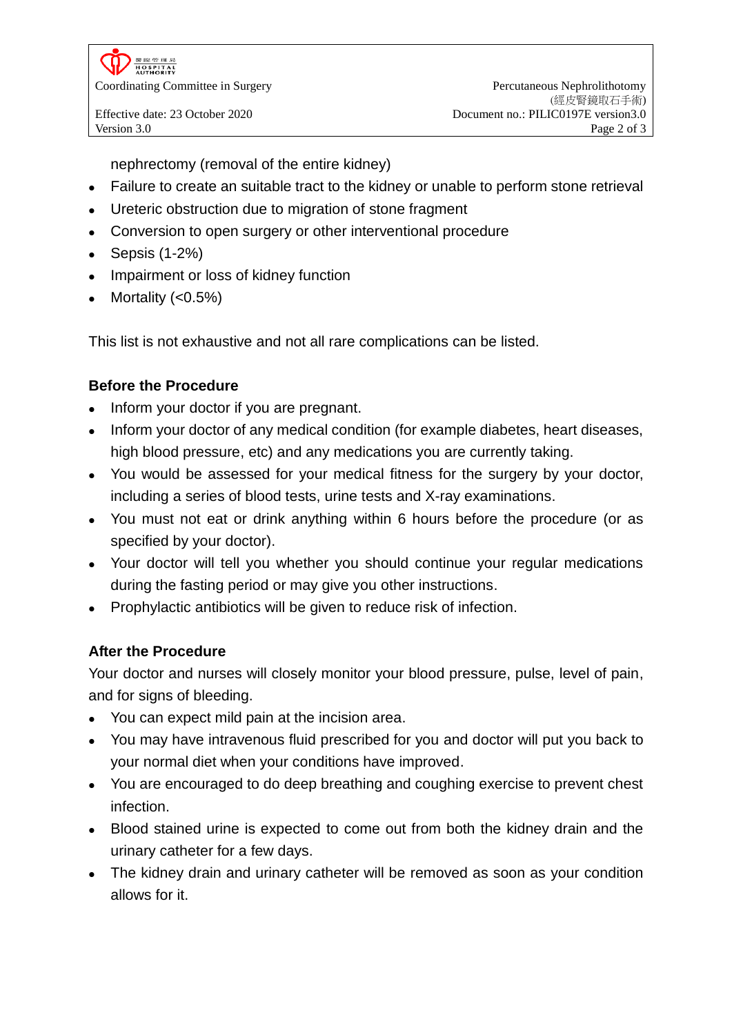nephrectomy (removal of the entire kidney)

- Failure to create an suitable tract to the kidney or unable to perform stone retrieval
- Ureteric obstruction due to migration of stone fragment
- Conversion to open surgery or other interventional procedure
- Sepsis (1-2%)
- Impairment or loss of kidney function
- Mortality (<0.5%)

This list is not exhaustive and not all rare complications can be listed.

## Before the Procedure

- Inform your doctor if you are pregnant.
- Inform your doctor of any medical condition (for example diabetes, heart diseases, high blood pressure, etc) and any medications you are currently taking.
- You would be assessed for your medical fitness for the surgery by your doctor, including a series of blood tests, urine tests and X-ray examinations.
- You must not eat or drink anything within 6 hours before the procedure (or as specified by your doctor).
- Your doctor will tell you whether you should continue your regular medications during the fasting period or may give you other instructions.
- Prophylactic antibiotics will be given to reduce risk of infection.

## After the Procedure

Your doctor and nurses will closely monitor your blood pressure, pulse, level of pain, and for signs of bleeding.

- You can expect mild pain at the incision area.
- You may have intravenous fluid prescribed for you and doctor will put you back to your normal diet when your conditions have improved.
- You are encouraged to do deep breathing and coughing exercise to prevent chest infection.
- Blood stained urine is expected to come out from both the kidney drain and the urinary catheter for a few days.
- The kidney drain and urinary catheter will be removed as soon as your condition allows for it.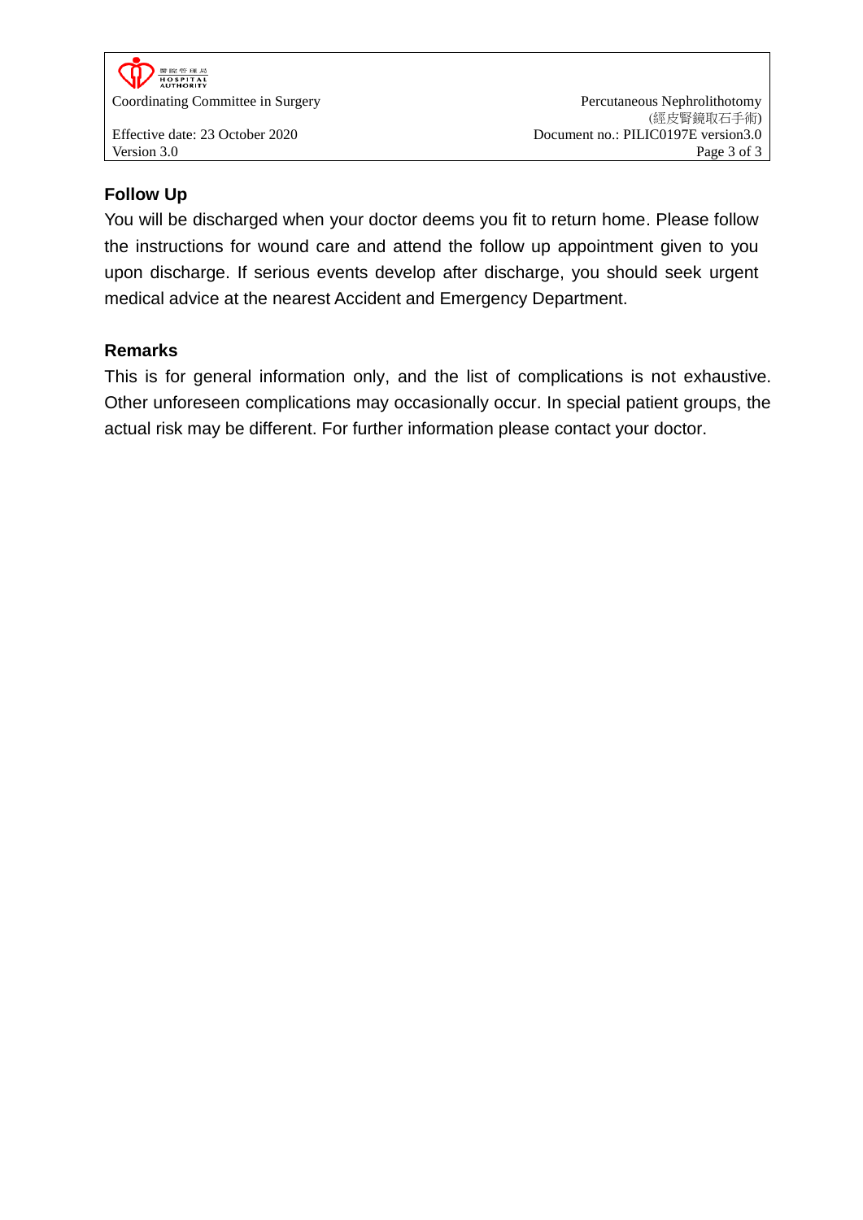## Follow Up

You will be discharged when your doctor deems you fit to return home. Please follow the instructions for wound care and attend the follow up appointment given to you upon discharge. If serious events develop after discharge, you should seek urgent medical advice at the nearest Accident and Emergency Department.

## Remarks

This is for general information only, and the list of complications is not exhaustive. Other unforeseen complications may occasionally occur. In special patient groups, the actual risk may be different. For further information please contact your doctor.